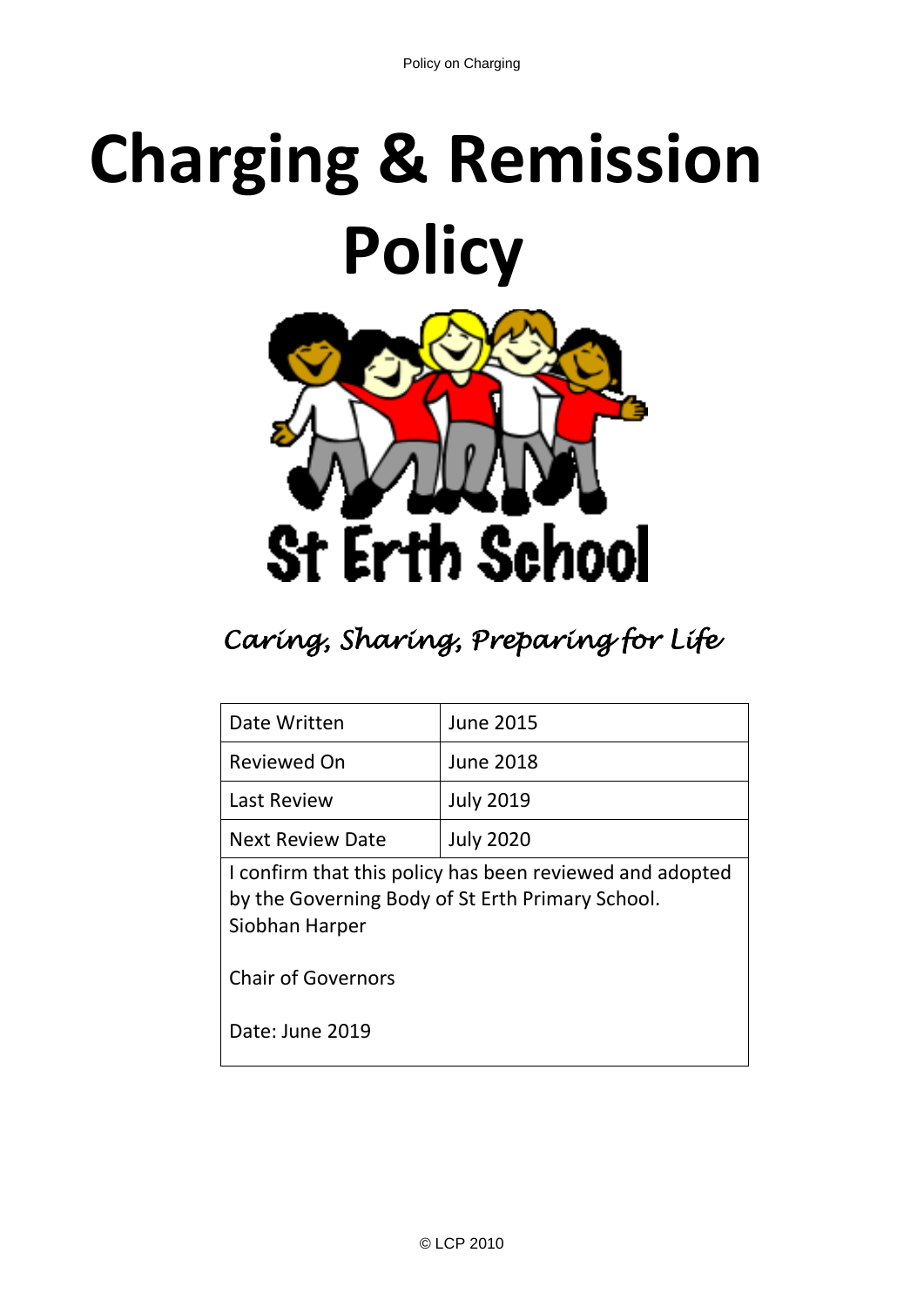# Charging & Remission Policy

St Erth School

*Caring, Sharing, Preparing for Life*

| Date Written | June 2015 |
| --- | --- |
| Reviewed On | June 2018 |
| Last Review | July 2019 |
| Next Review Date | July 2020 |

I confirm that this policy has been reviewed and adopted by the Governing Body of St Erth Primary School.
Siobhan Harper

Chair of Governors

Date: June 2019

© LCP 2010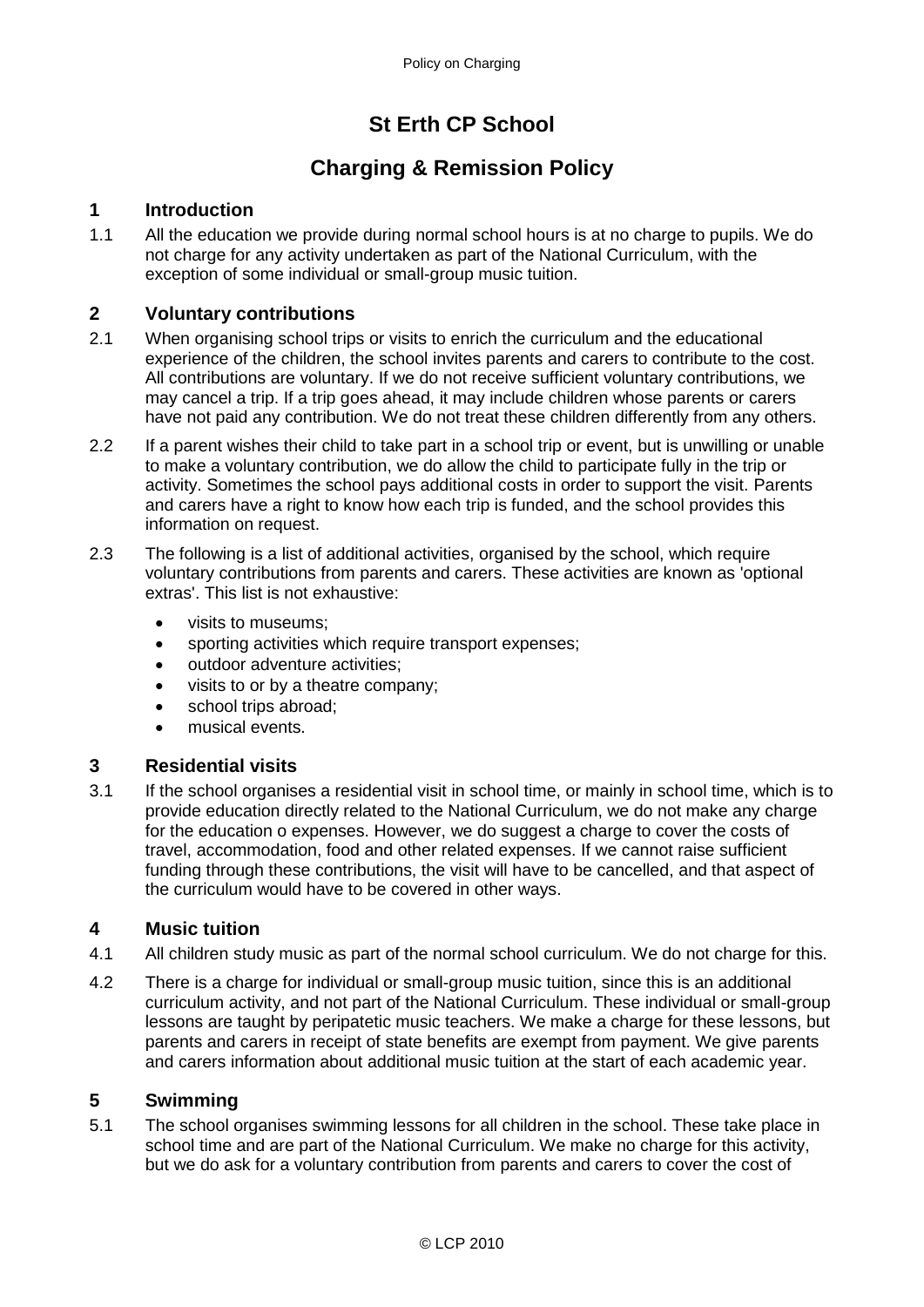# St Erth CP School

## Charging & Remission Policy

### 1 Introduction

1.1 All the education we provide during normal school hours is at no charge to pupils. We do not charge for any activity undertaken as part of the National Curriculum, with the exception of some individual or small-group music tuition.

### 2 Voluntary contributions

2.1 When organising school trips or visits to enrich the curriculum and the educational experience of the children, the school invites parents and carers to contribute to the cost. All contributions are voluntary. If we do not receive sufficient voluntary contributions, we may cancel a trip. If a trip goes ahead, it may include children whose parents or carers have not paid any contribution. We do not treat these children differently from any others.

2.2 If a parent wishes their child to take part in a school trip or event, but is unwilling or unable to make a voluntary contribution, we do allow the child to participate fully in the trip or activity. Sometimes the school pays additional costs in order to support the visit. Parents and carers have a right to know how each trip is funded, and the school provides this information on request.

2.3 The following is a list of additional activities, organised by the school, which require voluntary contributions from parents and carers. These activities are known as 'optional extras'. This list is not exhaustive:

- visits to museums;
- sporting activities which require transport expenses;
- outdoor adventure activities;
- visits to or by a theatre company;
- school trips abroad;
- musical events.

### 3 Residential visits

3.1 If the school organises a residential visit in school time, or mainly in school time, which is to provide education directly related to the National Curriculum, we do not make any charge for the education o expenses. However, we do suggest a charge to cover the costs of travel, accommodation, food and other related expenses. If we cannot raise sufficient funding through these contributions, the visit will have to be cancelled, and that aspect of the curriculum would have to be covered in other ways.

### 4 Music tuition

4.1 All children study music as part of the normal school curriculum. We do not charge for this.

4.2 There is a charge for individual or small-group music tuition, since this is an additional curriculum activity, and not part of the National Curriculum. These individual or small-group lessons are taught by peripatetic music teachers. We make a charge for these lessons, but parents and carers in receipt of state benefits are exempt from payment. We give parents and carers information about additional music tuition at the start of each academic year.

### 5 Swimming

5.1 The school organises swimming lessons for all children in the school. These take place in school time and are part of the National Curriculum. We make no charge for this activity, but we do ask for a voluntary contribution from parents and carers to cover the cost of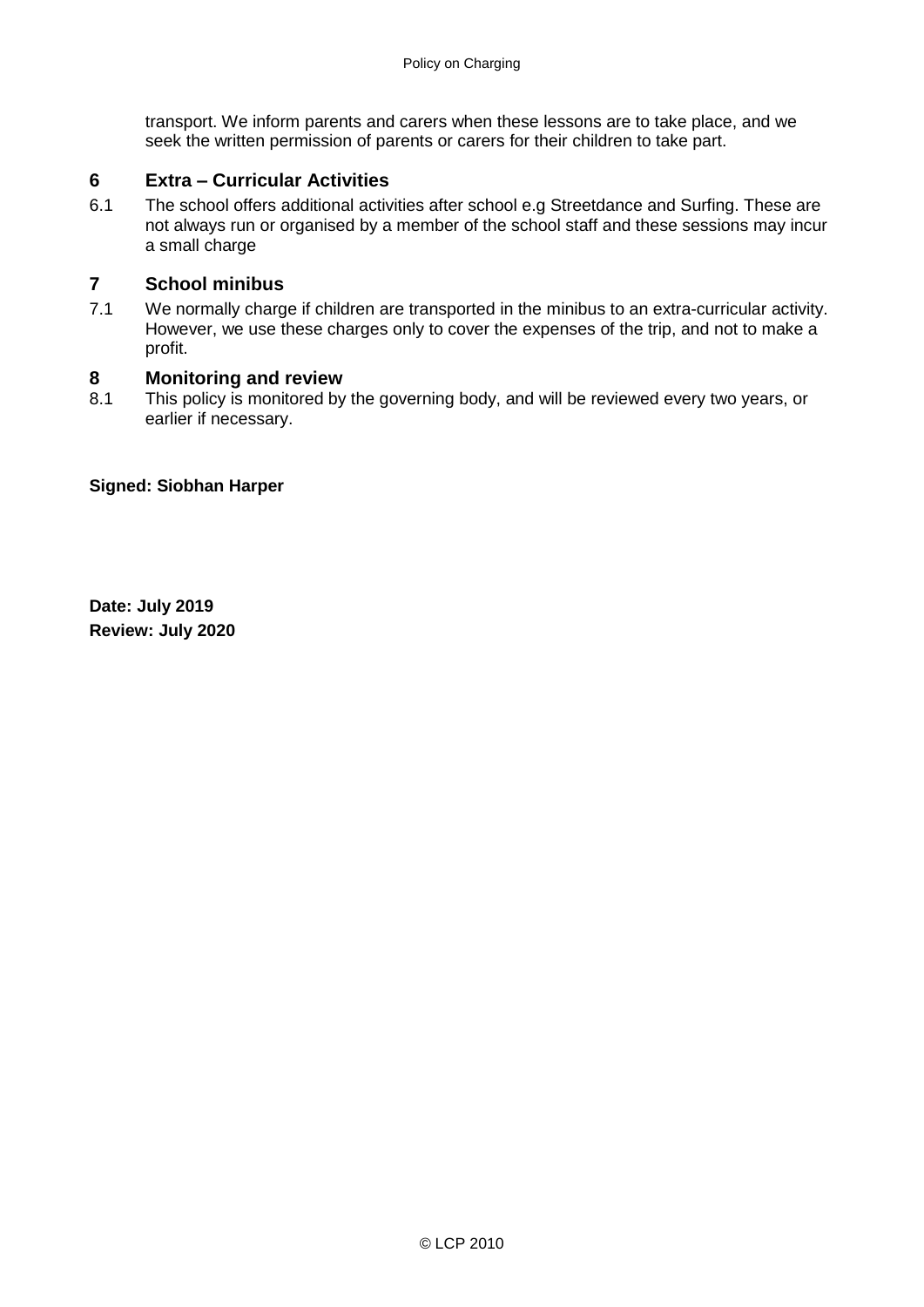transport. We inform parents and carers when these lessons are to take place, and we seek the written permission of parents or carers for their children to take part.

## 6 Extra – Curricular Activities

6.1 The school offers additional activities after school e.g Streetdance and Surfing. These are not always run or organised by a member of the school staff and these sessions may incur a small charge

## 7 School minibus

7.1 We normally charge if children are transported in the minibus to an extra-curricular activity. However, we use these charges only to cover the expenses of the trip, and not to make a profit.

## 8 Monitoring and review

8.1 This policy is monitored by the governing body, and will be reviewed every two years, or earlier if necessary.

**Signed: Siobhan Harper**

**Date: July 2019**
**Review: July 2020**

© LCP 2010